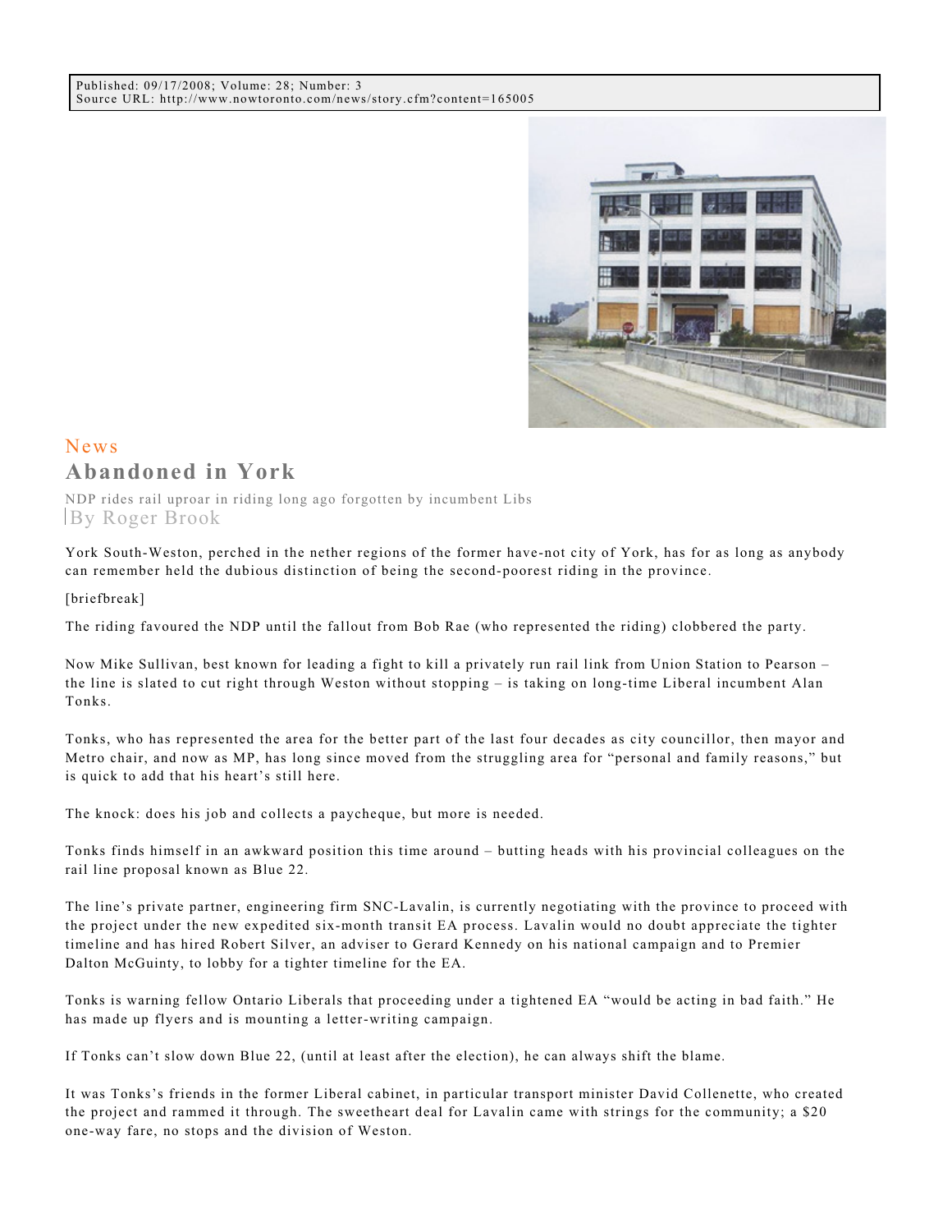Published: 09/17/2008; Volume: 28; Number: 3
Source URL: http://www.nowtoronto.com/news/story.cfm?content=165005

News

# Abandoned in York

NDP rides rail uproar in riding long ago forgotten by incumbent Libs

By Roger Brook

York South-Weston, perched in the nether regions of the former have-not city of York, has for as long as anybody can remember held the dubious distinction of being the second-poorest riding in the province.

[briefbreak]

The riding favoured the NDP until the fallout from Bob Rae (who represented the riding) clobbered the party.

Now Mike Sullivan, best known for leading a fight to kill a privately run rail link from Union Station to Pearson – the line is slated to cut right through Weston without stopping – is taking on long-time Liberal incumbent Alan Tonks.

Tonks, who has represented the area for the better part of the last four decades as city councillor, then mayor and Metro chair, and now as MP, has long since moved from the struggling area for "personal and family reasons," but is quick to add that his heart's still here.

The knock: does his job and collects a paycheque, but more is needed.

Tonks finds himself in an awkward position this time around – butting heads with his provincial colleagues on the rail line proposal known as Blue 22.

The line's private partner, engineering firm SNC-Lavalin, is currently negotiating with the province to proceed with the project under the new expedited six-month transit EA process. Lavalin would no doubt appreciate the tighter timeline and has hired Robert Silver, an adviser to Gerard Kennedy on his national campaign and to Premier Dalton McGuinty, to lobby for a tighter timeline for the EA.

Tonks is warning fellow Ontario Liberals that proceeding under a tightened EA "would be acting in bad faith." He has made up flyers and is mounting a letter-writing campaign.

If Tonks can't slow down Blue 22, (until at least after the election), he can always shift the blame.

It was Tonks's friends in the former Liberal cabinet, in particular transport minister David Collenette, who created the project and rammed it through. The sweetheart deal for Lavalin came with strings for the community; a $20 one-way fare, no stops and the division of Weston.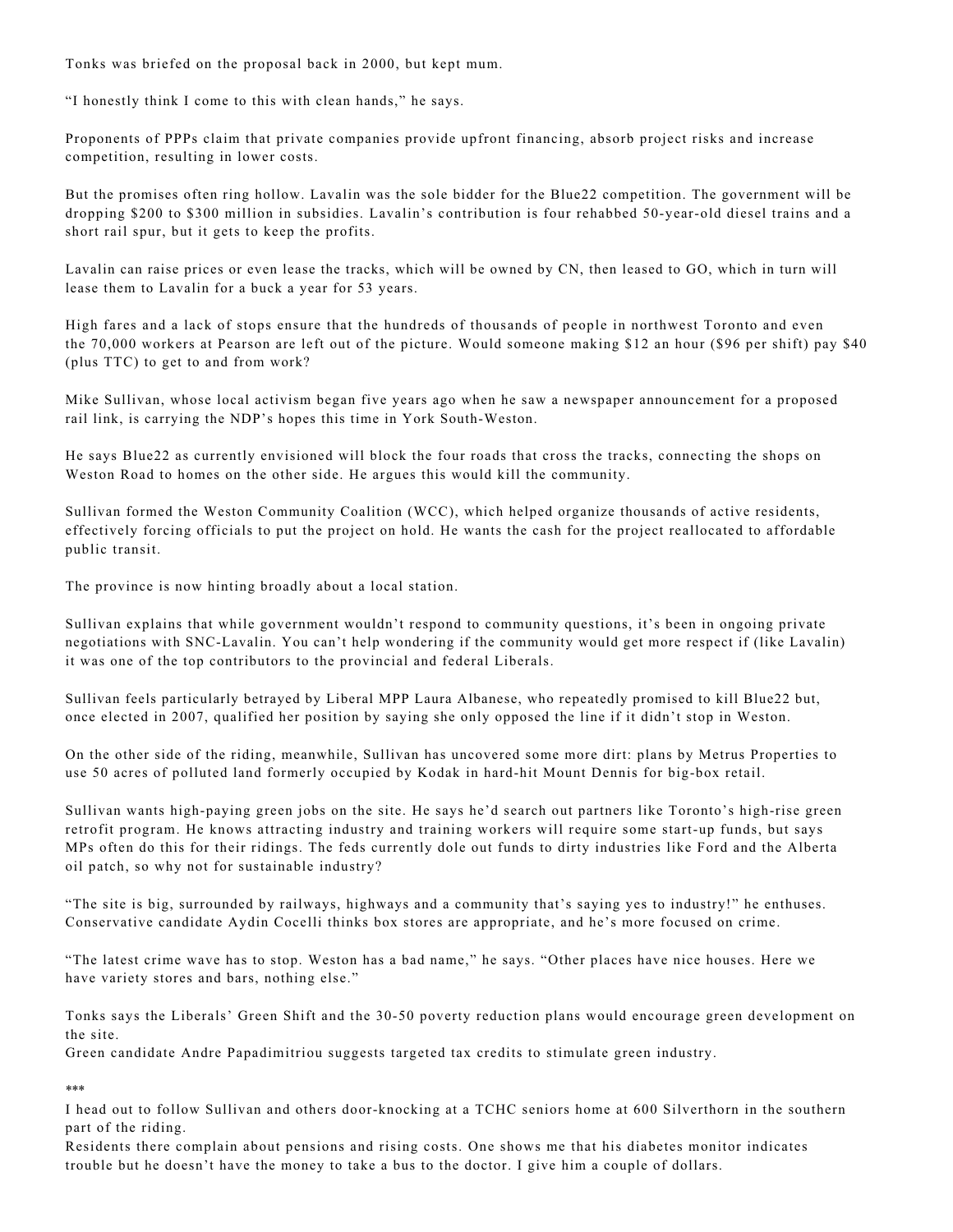Tonks was briefed on the proposal back in 2000, but kept mum.

"I honestly think I come to this with clean hands," he says.

Proponents of PPPs claim that private companies provide upfront financing, absorb project risks and increase competition, resulting in lower costs.

But the promises often ring hollow. Lavalin was the sole bidder for the Blue22 competition. The government will be dropping $200 to $300 million in subsidies. Lavalin's contribution is four rehabbed 50-year-old diesel trains and a short rail spur, but it gets to keep the profits.

Lavalin can raise prices or even lease the tracks, which will be owned by CN, then leased to GO, which in turn will lease them to Lavalin for a buck a year for 53 years.

High fares and a lack of stops ensure that the hundreds of thousands of people in northwest Toronto and even the 70,000 workers at Pearson are left out of the picture. Would someone making $12 an hour ($96 per shift) pay $40 (plus TTC) to get to and from work?

Mike Sullivan, whose local activism began five years ago when he saw a newspaper announcement for a proposed rail link, is carrying the NDP's hopes this time in York South-Weston.

He says Blue22 as currently envisioned will block the four roads that cross the tracks, connecting the shops on Weston Road to homes on the other side. He argues this would kill the community.

Sullivan formed the Weston Community Coalition (WCC), which helped organize thousands of active residents, effectively forcing officials to put the project on hold. He wants the cash for the project reallocated to affordable public transit.

The province is now hinting broadly about a local station.

Sullivan explains that while government wouldn't respond to community questions, it's been in ongoing private negotiations with SNC-Lavalin. You can't help wondering if the community would get more respect if (like Lavalin) it was one of the top contributors to the provincial and federal Liberals.

Sullivan feels particularly betrayed by Liberal MPP Laura Albanese, who repeatedly promised to kill Blue22 but, once elected in 2007, qualified her position by saying she only opposed the line if it didn't stop in Weston.

On the other side of the riding, meanwhile, Sullivan has uncovered some more dirt: plans by Metrus Properties to use 50 acres of polluted land formerly occupied by Kodak in hard-hit Mount Dennis for big-box retail.

Sullivan wants high-paying green jobs on the site. He says he'd search out partners like Toronto's high-rise green retrofit program. He knows attracting industry and training workers will require some start-up funds, but says MPs often do this for their ridings. The feds currently dole out funds to dirty industries like Ford and the Alberta oil patch, so why not for sustainable industry?

"The site is big, surrounded by railways, highways and a community that's saying yes to industry!" he enthuses. Conservative candidate Aydin Cocelli thinks box stores are appropriate, and he's more focused on crime.

"The latest crime wave has to stop. Weston has a bad name," he says. "Other places have nice houses. Here we have variety stores and bars, nothing else."

Tonks says the Liberals' Green Shift and the 30-50 poverty reduction plans would encourage green development on the site.
Green candidate Andre Papadimitriou suggests targeted tax credits to stimulate green industry.

***

I head out to follow Sullivan and others door-knocking at a TCHC seniors home at 600 Silverthorn in the southern part of the riding.
Residents there complain about pensions and rising costs. One shows me that his diabetes monitor indicates trouble but he doesn't have the money to take a bus to the doctor. I give him a couple of dollars.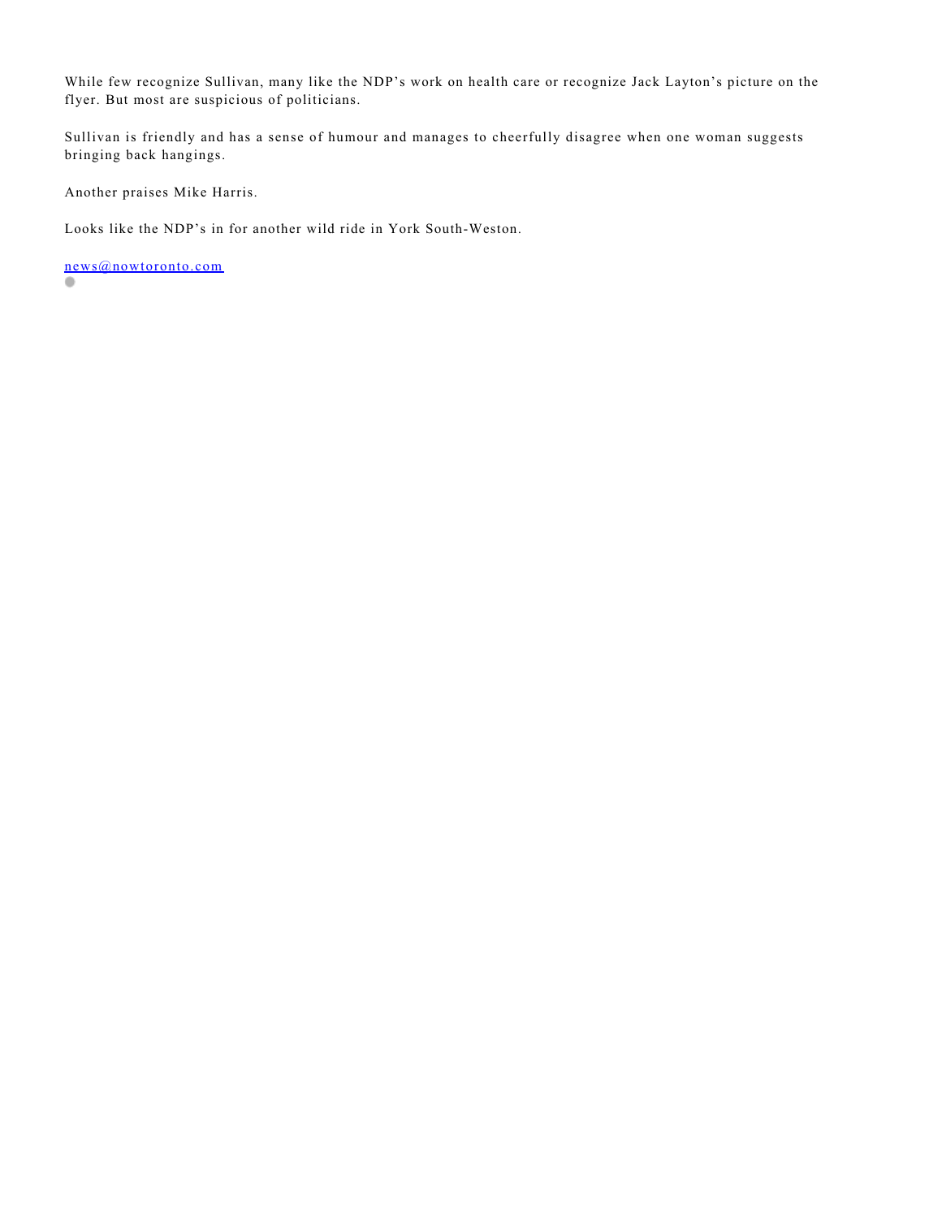While few recognize Sullivan, many like the NDP's work on health care or recognize Jack Layton's picture on the flyer. But most are suspicious of politicians.

Sullivan is friendly and has a sense of humour and manages to cheerfully disagree when one woman suggests bringing back hangings.

Another praises Mike Harris.

Looks like the NDP's in for another wild ride in York South-Weston.

news@nowtoronto.com